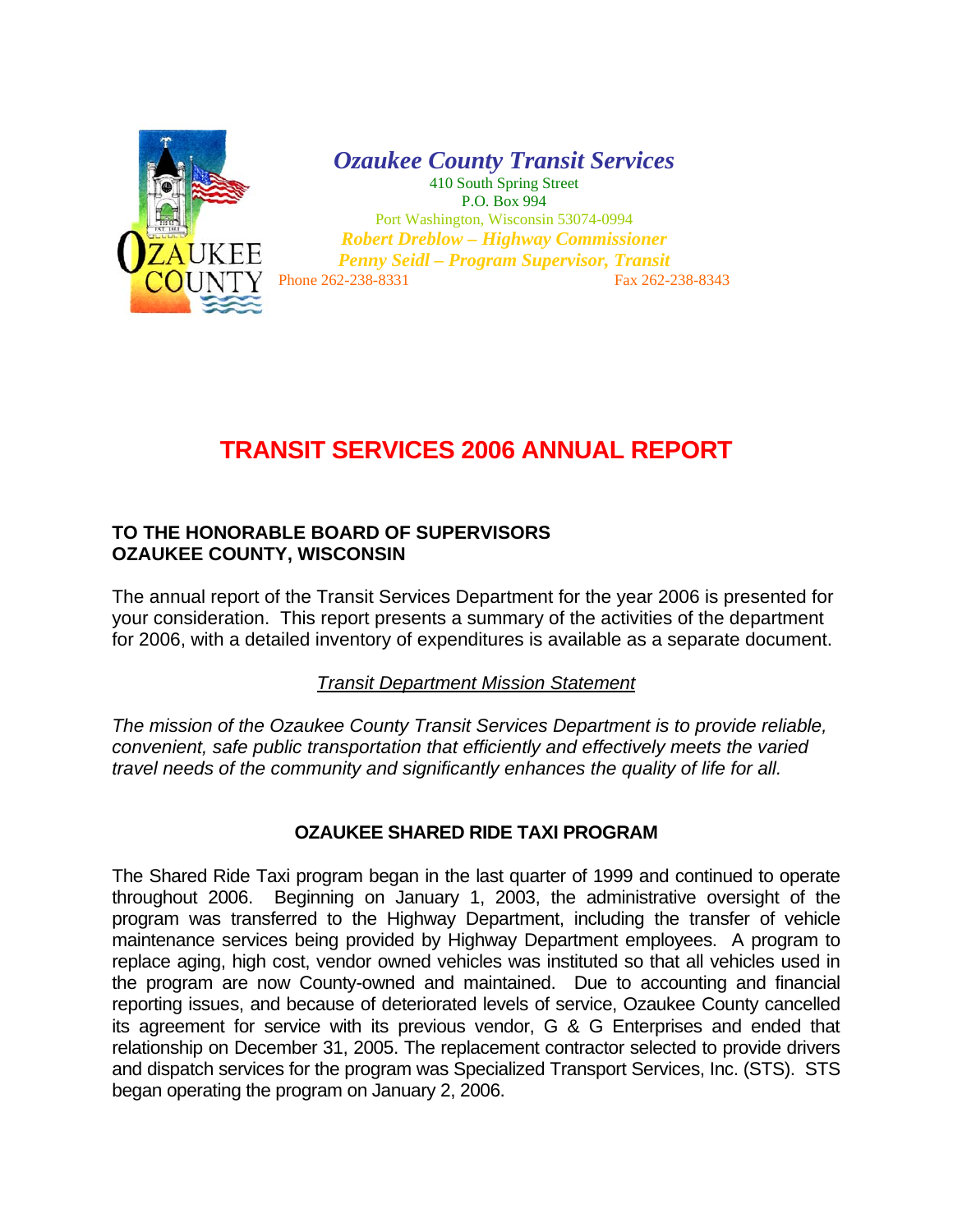*Ozaukee County Transit Services*

410 South Spring Street
P.O. Box 994
Port Washington, Wisconsin 53074-0994

***Robert Dreblow – Highway Commissioner***
***Penny Seidl – Program Supervisor, Transit***

Phone 262-238-8331 Fax 262-238-8343

# TRANSIT SERVICES 2006 ANNUAL REPORT

**TO THE HONORABLE BOARD OF SUPERVISORS**
**OZAUKEE COUNTY, WISCONSIN**

The annual report of the Transit Services Department for the year 2006 is presented for your consideration. This report presents a summary of the activities of the department for 2006, with a detailed inventory of expenditures is available as a separate document.

*Transit Department Mission Statement*

*The mission of the Ozaukee County Transit Services Department is to provide reliable, convenient, safe public transportation that efficiently and effectively meets the varied travel needs of the community and significantly enhances the quality of life for all.*

## OZAUKEE SHARED RIDE TAXI PROGRAM

The Shared Ride Taxi program began in the last quarter of 1999 and continued to operate throughout 2006. Beginning on January 1, 2003, the administrative oversight of the program was transferred to the Highway Department, including the transfer of vehicle maintenance services being provided by Highway Department employees. A program to replace aging, high cost, vendor owned vehicles was instituted so that all vehicles used in the program are now County-owned and maintained. Due to accounting and financial reporting issues, and because of deteriorated levels of service, Ozaukee County cancelled its agreement for service with its previous vendor, G & G Enterprises and ended that relationship on December 31, 2005. The replacement contractor selected to provide drivers and dispatch services for the program was Specialized Transport Services, Inc. (STS). STS began operating the program on January 2, 2006.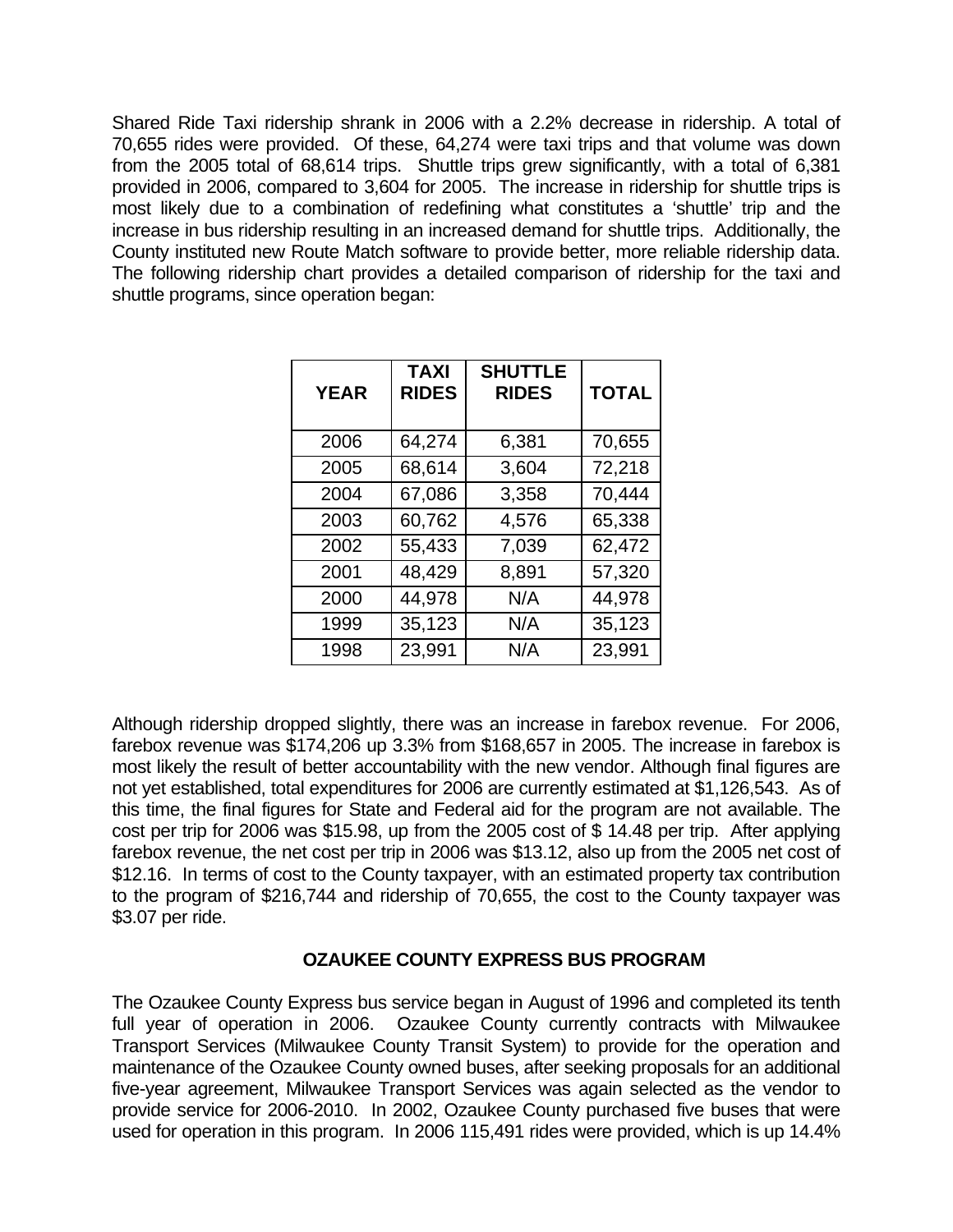Shared Ride Taxi ridership shrank in 2006 with a 2.2% decrease in ridership. A total of 70,655 rides were provided. Of these, 64,274 were taxi trips and that volume was down from the 2005 total of 68,614 trips. Shuttle trips grew significantly, with a total of 6,381 provided in 2006, compared to 3,604 for 2005. The increase in ridership for shuttle trips is most likely due to a combination of redefining what constitutes a 'shuttle' trip and the increase in bus ridership resulting in an increased demand for shuttle trips. Additionally, the County instituted new Route Match software to provide better, more reliable ridership data. The following ridership chart provides a detailed comparison of ridership for the taxi and shuttle programs, since operation began:

| YEAR | TAXI RIDES | SHUTTLE RIDES | TOTAL |
|---|---|---|---|
| 2006 | 64,274 | 6,381 | 70,655 |
| 2005 | 68,614 | 3,604 | 72,218 |
| 2004 | 67,086 | 3,358 | 70,444 |
| 2003 | 60,762 | 4,576 | 65,338 |
| 2002 | 55,433 | 7,039 | 62,472 |
| 2001 | 48,429 | 8,891 | 57,320 |
| 2000 | 44,978 | N/A | 44,978 |
| 1999 | 35,123 | N/A | 35,123 |
| 1998 | 23,991 | N/A | 23,991 |

Although ridership dropped slightly, there was an increase in farebox revenue. For 2006, farebox revenue was $174,206 up 3.3% from $168,657 in 2005. The increase in farebox is most likely the result of better accountability with the new vendor. Although final figures are not yet established, total expenditures for 2006 are currently estimated at $1,126,543. As of this time, the final figures for State and Federal aid for the program are not available. The cost per trip for 2006 was $15.98, up from the 2005 cost of $ 14.48 per trip. After applying farebox revenue, the net cost per trip in 2006 was $13.12, also up from the 2005 net cost of $12.16. In terms of cost to the County taxpayer, with an estimated property tax contribution to the program of $216,744 and ridership of 70,655, the cost to the County taxpayer was $3.07 per ride.

## OZAUKEE COUNTY EXPRESS BUS PROGRAM

The Ozaukee County Express bus service began in August of 1996 and completed its tenth full year of operation in 2006. Ozaukee County currently contracts with Milwaukee Transport Services (Milwaukee County Transit System) to provide for the operation and maintenance of the Ozaukee County owned buses, after seeking proposals for an additional five-year agreement, Milwaukee Transport Services was again selected as the vendor to provide service for 2006-2010. In 2002, Ozaukee County purchased five buses that were used for operation in this program. In 2006 115,491 rides were provided, which is up 14.4%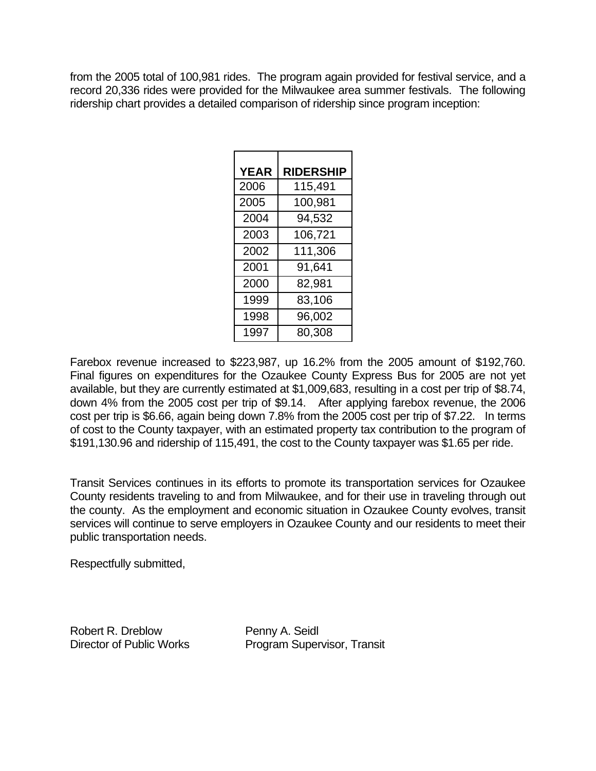from the 2005 total of 100,981 rides. The program again provided for festival service, and a record 20,336 rides were provided for the Milwaukee area summer festivals. The following ridership chart provides a detailed comparison of ridership since program inception:

| YEAR | RIDERSHIP |
|---|---|
| 2006 | 115,491 |
| 2005 | 100,981 |
| 2004 | 94,532 |
| 2003 | 106,721 |
| 2002 | 111,306 |
| 2001 | 91,641 |
| 2000 | 82,981 |
| 1999 | 83,106 |
| 1998 | 96,002 |
| 1997 | 80,308 |

Farebox revenue increased to $223,987, up 16.2% from the 2005 amount of $192,760. Final figures on expenditures for the Ozaukee County Express Bus for 2005 are not yet available, but they are currently estimated at $1,009,683, resulting in a cost per trip of $8.74, down 4% from the 2005 cost per trip of $9.14. After applying farebox revenue, the 2006 cost per trip is $6.66, again being down 7.8% from the 2005 cost per trip of $7.22. In terms of cost to the County taxpayer, with an estimated property tax contribution to the program of $191,130.96 and ridership of 115,491, the cost to the County taxpayer was $1.65 per ride.

Transit Services continues in its efforts to promote its transportation services for Ozaukee County residents traveling to and from Milwaukee, and for their use in traveling through out the county. As the employment and economic situation in Ozaukee County evolves, transit services will continue to serve employers in Ozaukee County and our residents to meet their public transportation needs.

Respectfully submitted,

Robert R. Dreblow
Director of Public Works

Penny A. Seidl
Program Supervisor, Transit